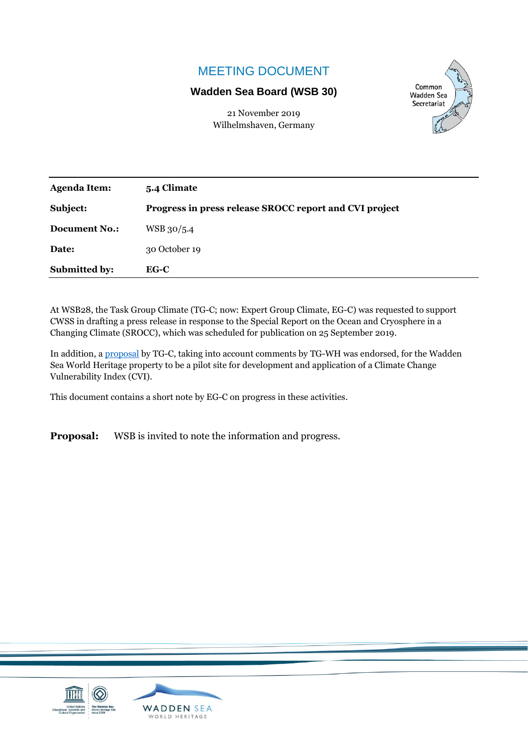# MEETING DOCUMENT

**Wadden Sea Board (WSB 30)**

21 November 2019
Wilhelmshaven, Germany

| | |
|---|---|
| **Agenda Item:** | **5.4 Climate** |
| **Subject:** | **Progress in press release SROCC report and CVI project** |
| **Document No.:** | WSB 30/5.4 |
| **Date:** | 30 October 19 |
| **Submitted by:** | **EG-C** |

At WSB28, the Task Group Climate (TG-C; now: Expert Group Climate, EG-C) was requested to support CWSS in drafting a press release in response to the Special Report on the Ocean and Cryosphere in a Changing Climate (SROCC), which was scheduled for publication on 25 September 2019.

In addition, a proposal by TG-C, taking into account comments by TG-WH was endorsed, for the Wadden Sea World Heritage property to be a pilot site for development and application of a Climate Change Vulnerability Index (CVI).

This document contains a short note by EG-C on progress in these activities.

**Proposal:** WSB is invited to note the information and progress.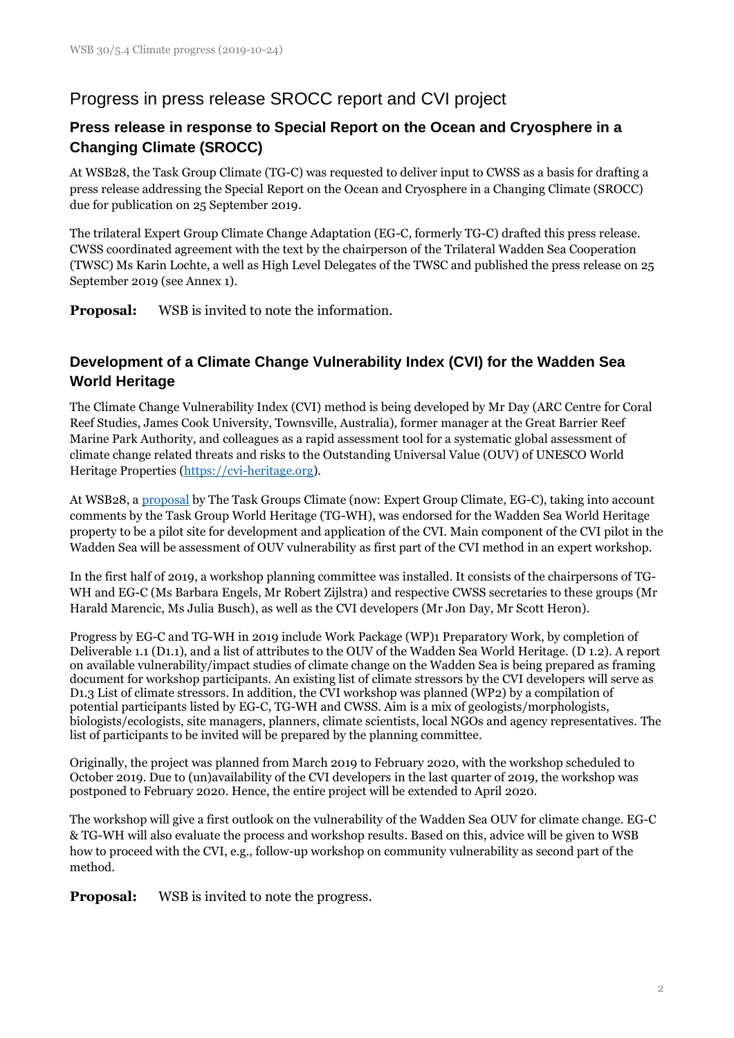# Progress in press release SROCC report and CVI project

## Press release in response to Special Report on the Ocean and Cryosphere in a Changing Climate (SROCC)

At WSB28, the Task Group Climate (TG-C) was requested to deliver input to CWSS as a basis for drafting a press release addressing the Special Report on the Ocean and Cryosphere in a Changing Climate (SROCC) due for publication on 25 September 2019.

The trilateral Expert Group Climate Change Adaptation (EG-C, formerly TG-C) drafted this press release. CWSS coordinated agreement with the text by the chairperson of the Trilateral Wadden Sea Cooperation (TWSC) Ms Karin Lochte, a well as High Level Delegates of the TWSC and published the press release on 25 September 2019 (see Annex 1).

**Proposal:** WSB is invited to note the information.

## Development of a Climate Change Vulnerability Index (CVI) for the Wadden Sea World Heritage

The Climate Change Vulnerability Index (CVI) method is being developed by Mr Day (ARC Centre for Coral Reef Studies, James Cook University, Townsville, Australia), former manager at the Great Barrier Reef Marine Park Authority, and colleagues as a rapid assessment tool for a systematic global assessment of climate change related threats and risks to the Outstanding Universal Value (OUV) of UNESCO World Heritage Properties (https://cvi-heritage.org).

At WSB28, a proposal by The Task Groups Climate (now: Expert Group Climate, EG-C), taking into account comments by the Task Group World Heritage (TG-WH), was endorsed for the Wadden Sea World Heritage property to be a pilot site for development and application of the CVI. Main component of the CVI pilot in the Wadden Sea will be assessment of OUV vulnerability as first part of the CVI method in an expert workshop.

In the first half of 2019, a workshop planning committee was installed. It consists of the chairpersons of TG-WH and EG-C (Ms Barbara Engels, Mr Robert Zijlstra) and respective CWSS secretaries to these groups (Mr Harald Marencic, Ms Julia Busch), as well as the CVI developers (Mr Jon Day, Mr Scott Heron).

Progress by EG-C and TG-WH in 2019 include Work Package (WP)1 Preparatory Work, by completion of Deliverable 1.1 (D1.1), and a list of attributes to the OUV of the Wadden Sea World Heritage. (D 1.2). A report on available vulnerability/impact studies of climate change on the Wadden Sea is being prepared as framing document for workshop participants. An existing list of climate stressors by the CVI developers will serve as D1.3 List of climate stressors. In addition, the CVI workshop was planned (WP2) by a compilation of potential participants listed by EG-C, TG-WH and CWSS. Aim is a mix of geologists/morphologists, biologists/ecologists, site managers, planners, climate scientists, local NGOs and agency representatives. The list of participants to be invited will be prepared by the planning committee.

Originally, the project was planned from March 2019 to February 2020, with the workshop scheduled to October 2019. Due to (un)availability of the CVI developers in the last quarter of 2019, the workshop was postponed to February 2020. Hence, the entire project will be extended to April 2020.

The workshop will give a first outlook on the vulnerability of the Wadden Sea OUV for climate change. EG-C & TG-WH will also evaluate the process and workshop results. Based on this, advice will be given to WSB how to proceed with the CVI, e.g., follow-up workshop on community vulnerability as second part of the method.

**Proposal:** WSB is invited to note the progress.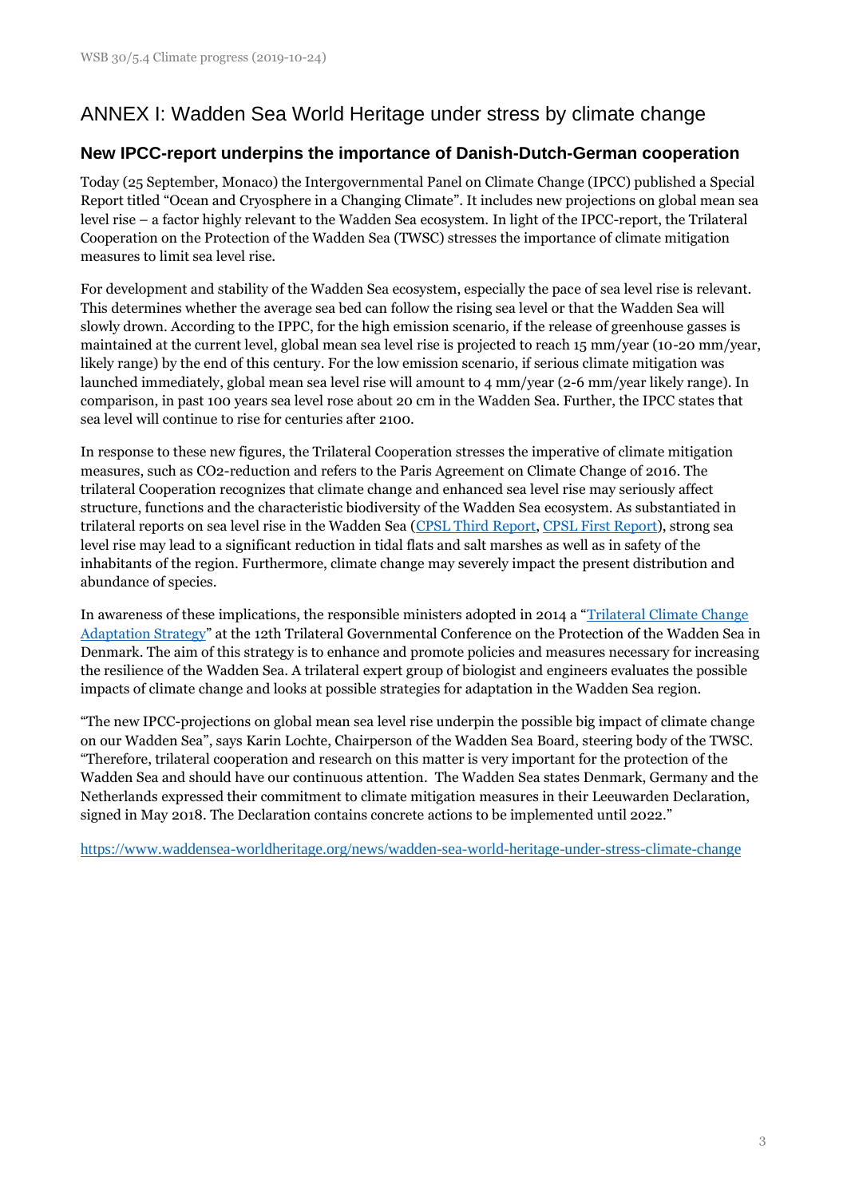# ANNEX I: Wadden Sea World Heritage under stress by climate change

## New IPCC-report underpins the importance of Danish-Dutch-German cooperation

Today (25 September, Monaco) the Intergovernmental Panel on Climate Change (IPCC) published a Special Report titled "Ocean and Cryosphere in a Changing Climate". It includes new projections on global mean sea level rise – a factor highly relevant to the Wadden Sea ecosystem. In light of the IPCC-report, the Trilateral Cooperation on the Protection of the Wadden Sea (TWSC) stresses the importance of climate mitigation measures to limit sea level rise.

For development and stability of the Wadden Sea ecosystem, especially the pace of sea level rise is relevant. This determines whether the average sea bed can follow the rising sea level or that the Wadden Sea will slowly drown. According to the IPPC, for the high emission scenario, if the release of greenhouse gasses is maintained at the current level, global mean sea level rise is projected to reach 15 mm/year (10-20 mm/year, likely range) by the end of this century. For the low emission scenario, if serious climate mitigation was launched immediately, global mean sea level rise will amount to 4 mm/year (2-6 mm/year likely range). In comparison, in past 100 years sea level rose about 20 cm in the Wadden Sea. Further, the IPCC states that sea level will continue to rise for centuries after 2100.

In response to these new figures, the Trilateral Cooperation stresses the imperative of climate mitigation measures, such as CO2-reduction and refers to the Paris Agreement on Climate Change of 2016. The trilateral Cooperation recognizes that climate change and enhanced sea level rise may seriously affect structure, functions and the characteristic biodiversity of the Wadden Sea ecosystem. As substantiated in trilateral reports on sea level rise in the Wadden Sea (CPSL Third Report, CPSL First Report), strong sea level rise may lead to a significant reduction in tidal flats and salt marshes as well as in safety of the inhabitants of the region. Furthermore, climate change may severely impact the present distribution and abundance of species.

In awareness of these implications, the responsible ministers adopted in 2014 a "Trilateral Climate Change Adaptation Strategy" at the 12th Trilateral Governmental Conference on the Protection of the Wadden Sea in Denmark. The aim of this strategy is to enhance and promote policies and measures necessary for increasing the resilience of the Wadden Sea. A trilateral expert group of biologist and engineers evaluates the possible impacts of climate change and looks at possible strategies for adaptation in the Wadden Sea region.

"The new IPCC-projections on global mean sea level rise underpin the possible big impact of climate change on our Wadden Sea", says Karin Lochte, Chairperson of the Wadden Sea Board, steering body of the TWSC. "Therefore, trilateral cooperation and research on this matter is very important for the protection of the Wadden Sea and should have our continuous attention. The Wadden Sea states Denmark, Germany and the Netherlands expressed their commitment to climate mitigation measures in their Leeuwarden Declaration, signed in May 2018. The Declaration contains concrete actions to be implemented until 2022."

https://www.waddensea-worldheritage.org/news/wadden-sea-world-heritage-under-stress-climate-change